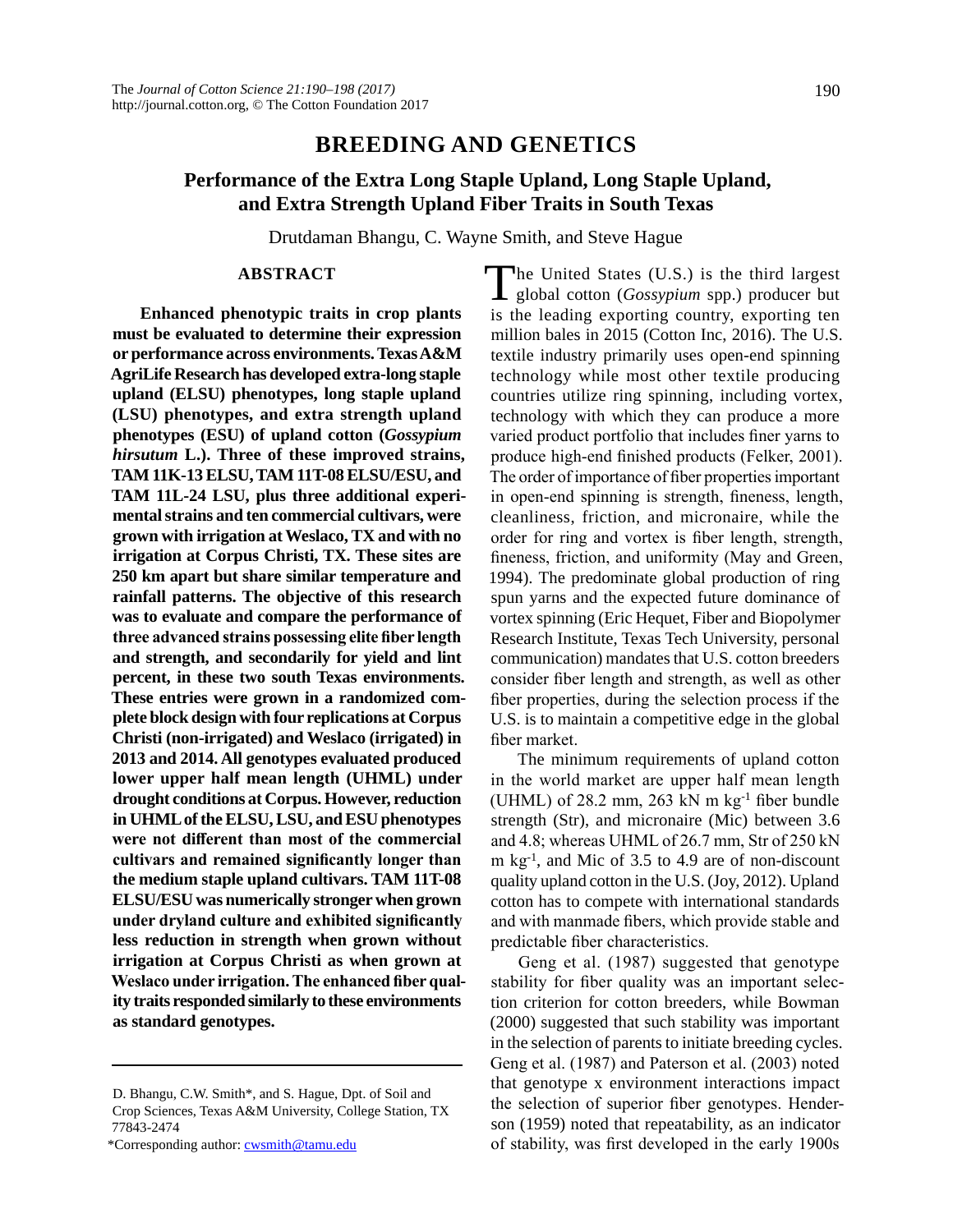# BREEDING AND GENETICS

## Performance of the Extra Long Staple Upland, Long Staple Upland, and Extra Strength Upland Fiber Traits in South Texas

Drutdaman Bhangu, C. Wayne Smith, and Steve Hague

### ABSTRACT

**Enhanced phenotypic traits in crop plants must be evaluated to determine their expression or performance across environments. Texas A&M AgriLife Research has developed extra-long staple upland (ELSU) phenotypes, long staple upland (LSU) phenotypes, and extra strength upland phenotypes (ESU) of upland cotton (*Gossypium hirsutum* L.). Three of these improved strains, TAM 11K-13 ELSU, TAM 11T-08 ELSU/ESU, and TAM 11L-24 LSU, plus three additional experimental strains and ten commercial cultivars, were grown with irrigation at Weslaco, TX and with no irrigation at Corpus Christi, TX. These sites are 250 km apart but share similar temperature and rainfall patterns. The objective of this research was to evaluate and compare the performance of three advanced strains possessing elite fiber length and strength, and secondarily for yield and lint percent, in these two south Texas environments. These entries were grown in a randomized complete block design with four replications at Corpus Christi (non-irrigated) and Weslaco (irrigated) in 2013 and 2014. All genotypes evaluated produced lower upper half mean length (UHML) under drought conditions at Corpus. However, reduction in UHML of the ELSU, LSU, and ESU phenotypes were not different than most of the commercial cultivars and remained significantly longer than the medium staple upland cultivars. TAM 11T-08 ELSU/ESU was numerically stronger when grown under dryland culture and exhibited significantly less reduction in strength when grown without irrigation at Corpus Christi as when grown at Weslaco under irrigation. The enhanced fiber quality traits responded similarly to these environments as standard genotypes.**

The United States (U.S.) is the third largest global cotton (*Gossypium* spp.) producer but is the leading exporting country, exporting ten million bales in 2015 (Cotton Inc, 2016). The U.S. textile industry primarily uses open-end spinning technology while most other textile producing countries utilize ring spinning, including vortex, technology with which they can produce a more varied product portfolio that includes finer yarns to produce high-end finished products (Felker, 2001). The order of importance of fiber properties important in open-end spinning is strength, fineness, length, cleanliness, friction, and micronaire, while the order for ring and vortex is fiber length, strength, fineness, friction, and uniformity (May and Green, 1994). The predominate global production of ring spun yarns and the expected future dominance of vortex spinning (Eric Hequet, Fiber and Biopolymer Research Institute, Texas Tech University, personal communication) mandates that U.S. cotton breeders consider fiber length and strength, as well as other fiber properties, during the selection process if the U.S. is to maintain a competitive edge in the global fiber market.

The minimum requirements of upland cotton in the world market are upper half mean length (UHML) of 28.2 mm, 263 kN m kg$^{-1}$ fiber bundle strength (Str), and micronaire (Mic) between 3.6 and 4.8; whereas UHML of 26.7 mm, Str of 250 kN m kg$^{-1}$, and Mic of 3.5 to 4.9 are of non-discount quality upland cotton in the U.S. (Joy, 2012). Upland cotton has to compete with international standards and with manmade fibers, which provide stable and predictable fiber characteristics.

Geng et al. (1987) suggested that genotype stability for fiber quality was an important selection criterion for cotton breeders, while Bowman (2000) suggested that such stability was important in the selection of parents to initiate breeding cycles. Geng et al. (1987) and Paterson et al. (2003) noted that genotype x environment interactions impact the selection of superior fiber genotypes. Henderson (1959) noted that repeatability, as an indicator of stability, was first developed in the early 1900s

D. Bhangu, C.W. Smith*, and S. Hague, Dpt. of Soil and Crop Sciences, Texas A&M University, College Station, TX 77843-2474

*Corresponding author: cwsmith@tamu.edu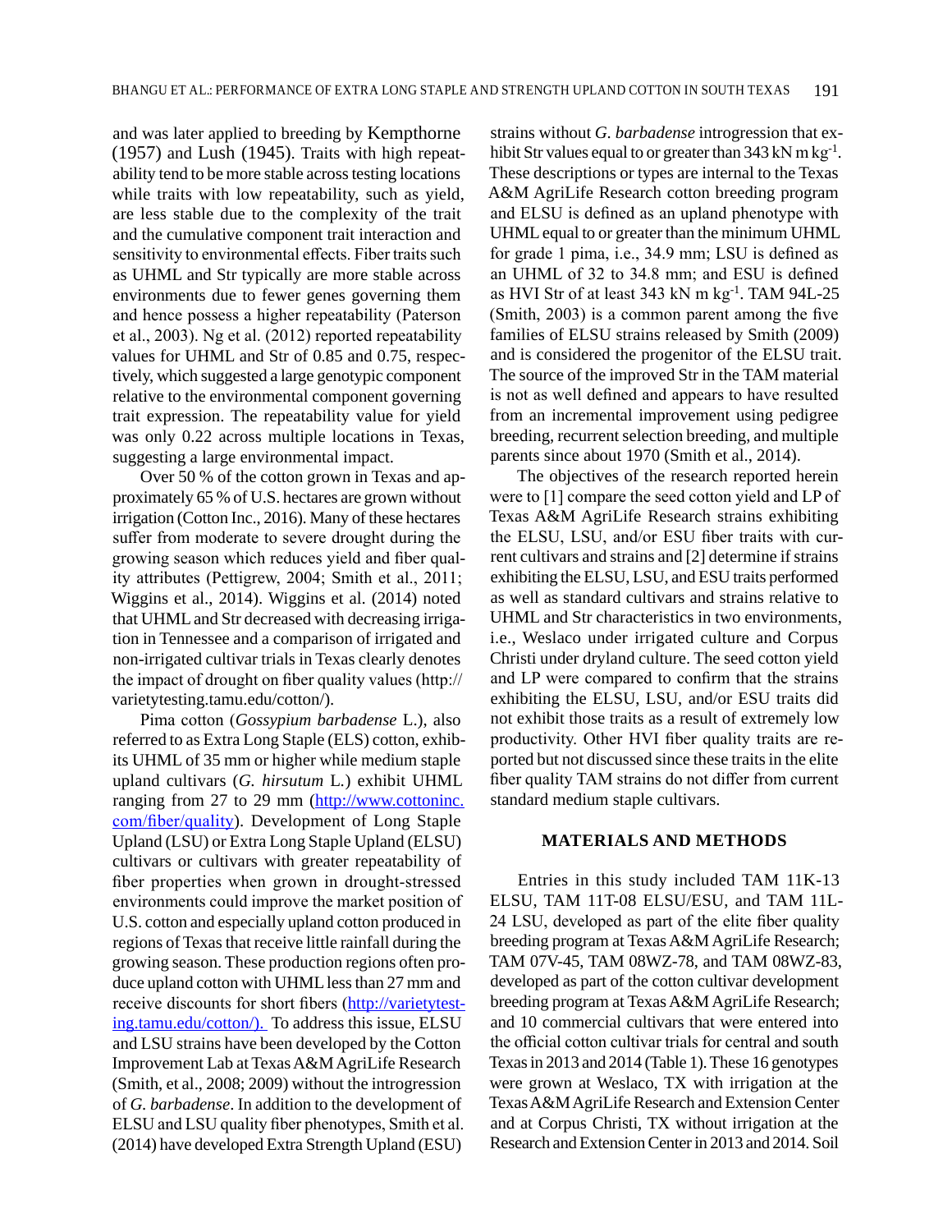and was later applied to breeding by Kempthorne (1957) and Lush (1945). Traits with high repeatability tend to be more stable across testing locations while traits with low repeatability, such as yield, are less stable due to the complexity of the trait and the cumulative component trait interaction and sensitivity to environmental effects. Fiber traits such as UHML and Str typically are more stable across environments due to fewer genes governing them and hence possess a higher repeatability (Paterson et al., 2003). Ng et al. (2012) reported repeatability values for UHML and Str of 0.85 and 0.75, respectively, which suggested a large genotypic component relative to the environmental component governing trait expression. The repeatability value for yield was only 0.22 across multiple locations in Texas, suggesting a large environmental impact.

Over 50 % of the cotton grown in Texas and approximately 65 % of U.S. hectares are grown without irrigation (Cotton Inc., 2016). Many of these hectares suffer from moderate to severe drought during the growing season which reduces yield and fiber quality attributes (Pettigrew, 2004; Smith et al., 2011; Wiggins et al., 2014). Wiggins et al. (2014) noted that UHML and Str decreased with decreasing irrigation in Tennessee and a comparison of irrigated and non-irrigated cultivar trials in Texas clearly denotes the impact of drought on fiber quality values (http://varietytesting.tamu.edu/cotton/).

Pima cotton (*Gossypium barbadense* L.), also referred to as Extra Long Staple (ELS) cotton, exhibits UHML of 35 mm or higher while medium staple upland cultivars (*G. hirsutum* L.) exhibit UHML ranging from 27 to 29 mm (http://www.cottoninc.com/fiber/quality). Development of Long Staple Upland (LSU) or Extra Long Staple Upland (ELSU) cultivars or cultivars with greater repeatability of fiber properties when grown in drought-stressed environments could improve the market position of U.S. cotton and especially upland cotton produced in regions of Texas that receive little rainfall during the growing season. These production regions often produce upland cotton with UHML less than 27 mm and receive discounts for short fibers (http://varietytesting.tamu.edu/cotton/). To address this issue, ELSU and LSU strains have been developed by the Cotton Improvement Lab at Texas A&M AgriLife Research (Smith, et al., 2008; 2009) without the introgression of *G. barbadense*. In addition to the development of ELSU and LSU quality fiber phenotypes, Smith et al. (2014) have developed Extra Strength Upland (ESU) strains without *G. barbadense* introgression that exhibit Str values equal to or greater than 343 kN m kg$^{-1}$. These descriptions or types are internal to the Texas A&M AgriLife Research cotton breeding program and ELSU is defined as an upland phenotype with UHML equal to or greater than the minimum UHML for grade 1 pima, i.e., 34.9 mm; LSU is defined as an UHML of 32 to 34.8 mm; and ESU is defined as HVI Str of at least 343 kN m kg$^{-1}$. TAM 94L-25 (Smith, 2003) is a common parent among the five families of ELSU strains released by Smith (2009) and is considered the progenitor of the ELSU trait. The source of the improved Str in the TAM material is not as well defined and appears to have resulted from an incremental improvement using pedigree breeding, recurrent selection breeding, and multiple parents since about 1970 (Smith et al., 2014).

The objectives of the research reported herein were to [1] compare the seed cotton yield and LP of Texas A&M AgriLife Research strains exhibiting the ELSU, LSU, and/or ESU fiber traits with current cultivars and strains and [2] determine if strains exhibiting the ELSU, LSU, and ESU traits performed as well as standard cultivars and strains relative to UHML and Str characteristics in two environments, i.e., Weslaco under irrigated culture and Corpus Christi under dryland culture. The seed cotton yield and LP were compared to confirm that the strains exhibiting the ELSU, LSU, and/or ESU traits did not exhibit those traits as a result of extremely low productivity. Other HVI fiber quality traits are reported but not discussed since these traits in the elite fiber quality TAM strains do not differ from current standard medium staple cultivars.

## MATERIALS AND METHODS

Entries in this study included TAM 11K-13 ELSU, TAM 11T-08 ELSU/ESU, and TAM 11L-24 LSU, developed as part of the elite fiber quality breeding program at Texas A&M AgriLife Research; TAM 07V-45, TAM 08WZ-78, and TAM 08WZ-83, developed as part of the cotton cultivar development breeding program at Texas A&M AgriLife Research; and 10 commercial cultivars that were entered into the official cotton cultivar trials for central and south Texas in 2013 and 2014 (Table 1). These 16 genotypes were grown at Weslaco, TX with irrigation at the Texas A&M AgriLife Research and Extension Center and at Corpus Christi, TX without irrigation at the Research and Extension Center in 2013 and 2014. Soil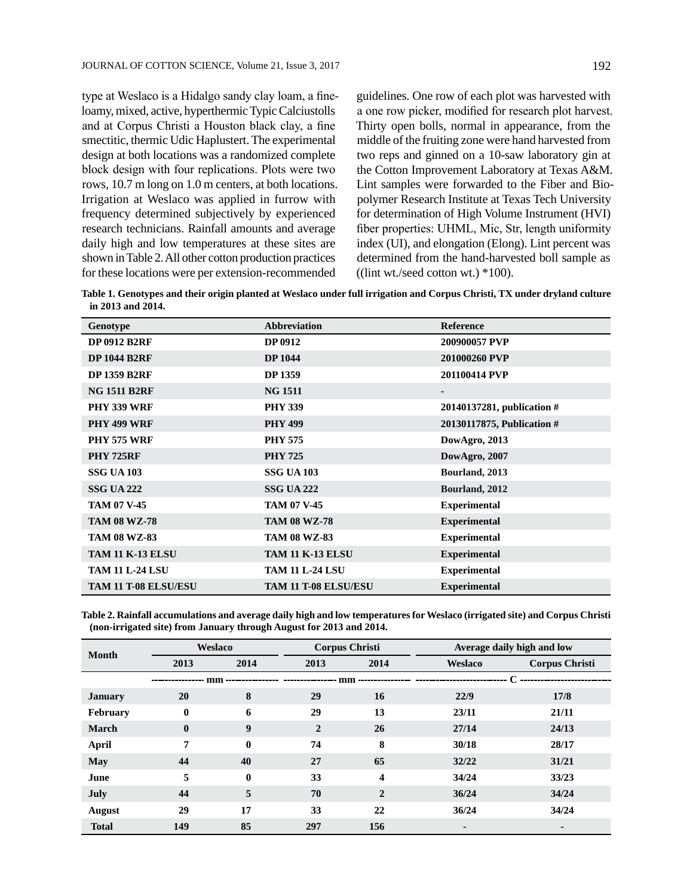type at Weslaco is a Hidalgo sandy clay loam, a fine-loamy, mixed, active, hyperthermic Typic Calciustolls and at Corpus Christi a Houston black clay, a fine smectitic, thermic Udic Haplustert. The experimental design at both locations was a randomized complete block design with four replications. Plots were two rows, 10.7 m long on 1.0 m centers, at both locations. Irrigation at Weslaco was applied in furrow with frequency determined subjectively by experienced research technicians. Rainfall amounts and average daily high and low temperatures at these sites are shown in Table 2. All other cotton production practices for these locations were per extension-recommended guidelines. One row of each plot was harvested with a one row picker, modified for research plot harvest. Thirty open bolls, normal in appearance, from the middle of the fruiting zone were hand harvested from two reps and ginned on a 10-saw laboratory gin at the Cotton Improvement Laboratory at Texas A&M. Lint samples were forwarded to the Fiber and Biopolymer Research Institute at Texas Tech University for determination of High Volume Instrument (HVI) fiber properties: UHML, Mic, Str, length uniformity index (UI), and elongation (Elong). Lint percent was determined from the hand-harvested boll sample as ((lint wt./seed cotton wt.) *100).

**Table 1. Genotypes and their origin planted at Weslaco under full irrigation and Corpus Christi, TX under dryland culture in 2013 and 2014.**

| Genotype | Abbreviation | Reference |
|---|---|---|
| DP 0912 B2RF | DP 0912 | 200900057 PVP |
| DP 1044 B2RF | DP 1044 | 201000260 PVP |
| DP 1359 B2RF | DP 1359 | 201100414 PVP |
| NG 1511 B2RF | NG 1511 | - |
| PHY 339 WRF | PHY 339 | 20140137281, publication # |
| PHY 499 WRF | PHY 499 | 20130117875, Publication # |
| PHY 575 WRF | PHY 575 | DowAgro, 2013 |
| PHY 725RF | PHY 725 | DowAgro, 2007 |
| SSG UA 103 | SSG UA 103 | Bourland, 2013 |
| SSG UA 222 | SSG UA 222 | Bourland, 2012 |
| TAM 07 V-45 | TAM 07 V-45 | Experimental |
| TAM 08 WZ-78 | TAM 08 WZ-78 | Experimental |
| TAM 08 WZ-83 | TAM 08 WZ-83 | Experimental |
| TAM 11 K-13 ELSU | TAM 11 K-13 ELSU | Experimental |
| TAM 11 L-24 LSU | TAM 11 L-24 LSU | Experimental |
| TAM 11 T-08 ELSU/ESU | TAM 11 T-08 ELSU/ESU | Experimental |

**Table 2. Rainfall accumulations and average daily high and low temperatures for Weslaco (irrigated site) and Corpus Christi (non-irrigated site) from January through August for 2013 and 2014.**

| Month | Weslaco | | Corpus Christi | | Average daily high and low | |
|---|---|---|---|---|---|---|
| | 2013 | 2014 | 2013 | 2014 | Weslaco | Corpus Christi |
| | mm | | mm | | C | |
| January | 20 | 8 | 29 | 16 | 22/9 | 17/8 |
| February | 0 | 6 | 29 | 13 | 23/11 | 21/11 |
| March | 0 | 9 | 2 | 26 | 27/14 | 24/13 |
| April | 7 | 0 | 74 | 8 | 30/18 | 28/17 |
| May | 44 | 40 | 27 | 65 | 32/22 | 31/21 |
| June | 5 | 0 | 33 | 4 | 34/24 | 33/23 |
| July | 44 | 5 | 70 | 2 | 36/24 | 34/24 |
| August | 29 | 17 | 33 | 22 | 36/24 | 34/24 |
| Total | 149 | 85 | 297 | 156 | - | - |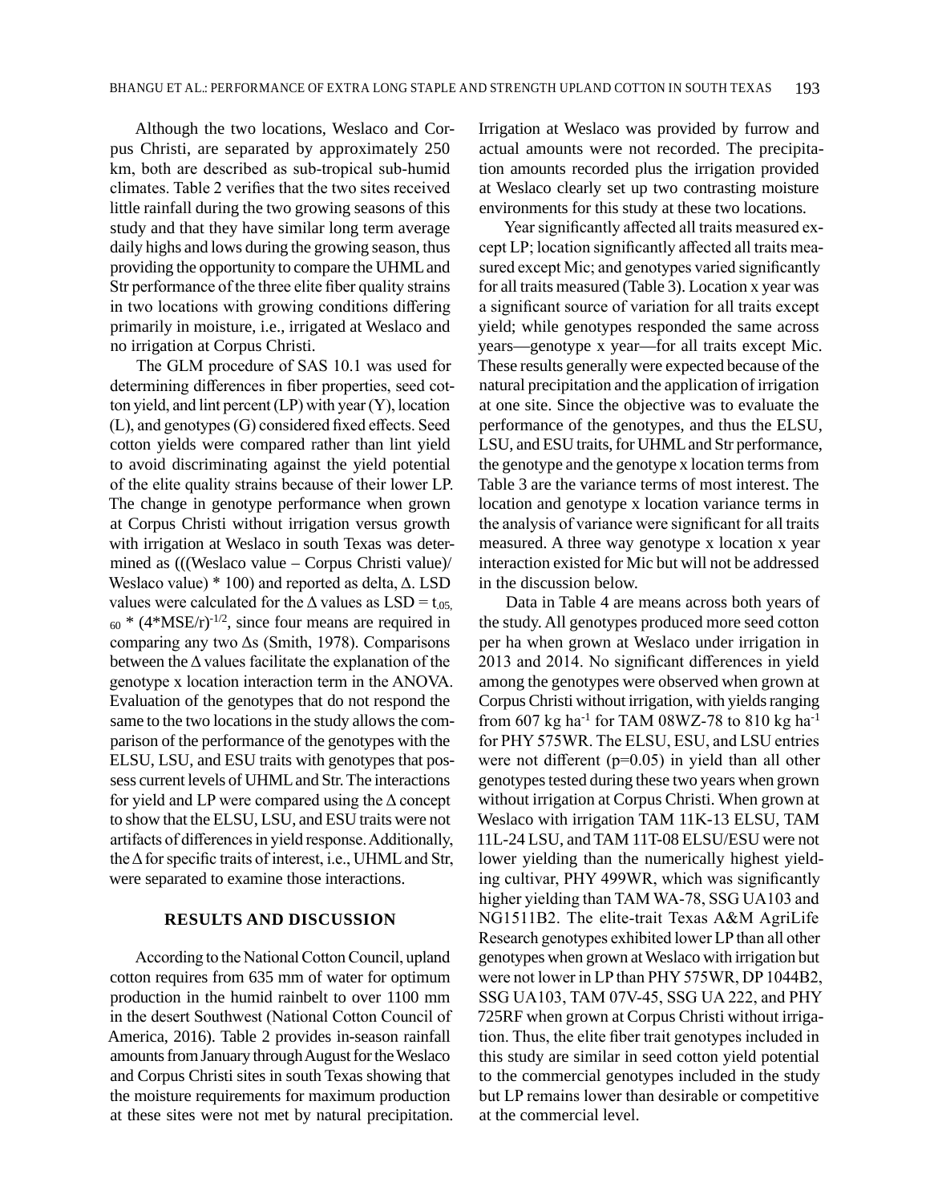Although the two locations, Weslaco and Corpus Christi, are separated by approximately 250 km, both are described as sub-tropical sub-humid climates. Table 2 verifies that the two sites received little rainfall during the two growing seasons of this study and that they have similar long term average daily highs and lows during the growing season, thus providing the opportunity to compare the UHML and Str performance of the three elite fiber quality strains in two locations with growing conditions differing primarily in moisture, i.e., irrigated at Weslaco and no irrigation at Corpus Christi.

The GLM procedure of SAS 10.1 was used for determining differences in fiber properties, seed cotton yield, and lint percent (LP) with year (Y), location (L), and genotypes (G) considered fixed effects. Seed cotton yields were compared rather than lint yield to avoid discriminating against the yield potential of the elite quality strains because of their lower LP. The change in genotype performance when grown at Corpus Christi without irrigation versus growth with irrigation at Weslaco in south Texas was determined as (((Weslaco value – Corpus Christi value)/ Weslaco value) * 100) and reported as delta, Δ. LSD values were calculated for the Δ values as $LSD = t_{.05, 60} * (4*MSE/r)^{-1/2}$, since four means are required in comparing any two Δs (Smith, 1978). Comparisons between the Δ values facilitate the explanation of the genotype x location interaction term in the ANOVA. Evaluation of the genotypes that do not respond the same to the two locations in the study allows the comparison of the performance of the genotypes with the ELSU, LSU, and ESU traits with genotypes that possess current levels of UHML and Str. The interactions for yield and LP were compared using the Δ concept to show that the ELSU, LSU, and ESU traits were not artifacts of differences in yield response. Additionally, the Δ for specific traits of interest, i.e., UHML and Str, were separated to examine those interactions.

## RESULTS AND DISCUSSION

According to the National Cotton Council, upland cotton requires from 635 mm of water for optimum production in the humid rainbelt to over 1100 mm in the desert Southwest (National Cotton Council of America, 2016). Table 2 provides in-season rainfall amounts from January through August for the Weslaco and Corpus Christi sites in south Texas showing that the moisture requirements for maximum production at these sites were not met by natural precipitation. Irrigation at Weslaco was provided by furrow and actual amounts were not recorded. The precipitation amounts recorded plus the irrigation provided at Weslaco clearly set up two contrasting moisture environments for this study at these two locations.

Year significantly affected all traits measured except LP; location significantly affected all traits measured except Mic; and genotypes varied significantly for all traits measured (Table 3). Location x year was a significant source of variation for all traits except yield; while genotypes responded the same across years—genotype x year—for all traits except Mic. These results generally were expected because of the natural precipitation and the application of irrigation at one site. Since the objective was to evaluate the performance of the genotypes, and thus the ELSU, LSU, and ESU traits, for UHML and Str performance, the genotype and the genotype x location terms from Table 3 are the variance terms of most interest. The location and genotype x location variance terms in the analysis of variance were significant for all traits measured. A three way genotype x location x year interaction existed for Mic but will not be addressed in the discussion below.

Data in Table 4 are means across both years of the study. All genotypes produced more seed cotton per ha when grown at Weslaco under irrigation in 2013 and 2014. No significant differences in yield among the genotypes were observed when grown at Corpus Christi without irrigation, with yields ranging from 607 kg ha$^{-1}$ for TAM 08WZ-78 to 810 kg ha$^{-1}$ for PHY 575WR. The ELSU, ESU, and LSU entries were not different (p=0.05) in yield than all other genotypes tested during these two years when grown without irrigation at Corpus Christi. When grown at Weslaco with irrigation TAM 11K-13 ELSU, TAM 11L-24 LSU, and TAM 11T-08 ELSU/ESU were not lower yielding than the numerically highest yielding cultivar, PHY 499WR, which was significantly higher yielding than TAM WA-78, SSG UA103 and NG1511B2. The elite-trait Texas A&M AgriLife Research genotypes exhibited lower LP than all other genotypes when grown at Weslaco with irrigation but were not lower in LP than PHY 575WR, DP 1044B2, SSG UA103, TAM 07V-45, SSG UA 222, and PHY 725RF when grown at Corpus Christi without irrigation. Thus, the elite fiber trait genotypes included in this study are similar in seed cotton yield potential to the commercial genotypes included in the study but LP remains lower than desirable or competitive at the commercial level.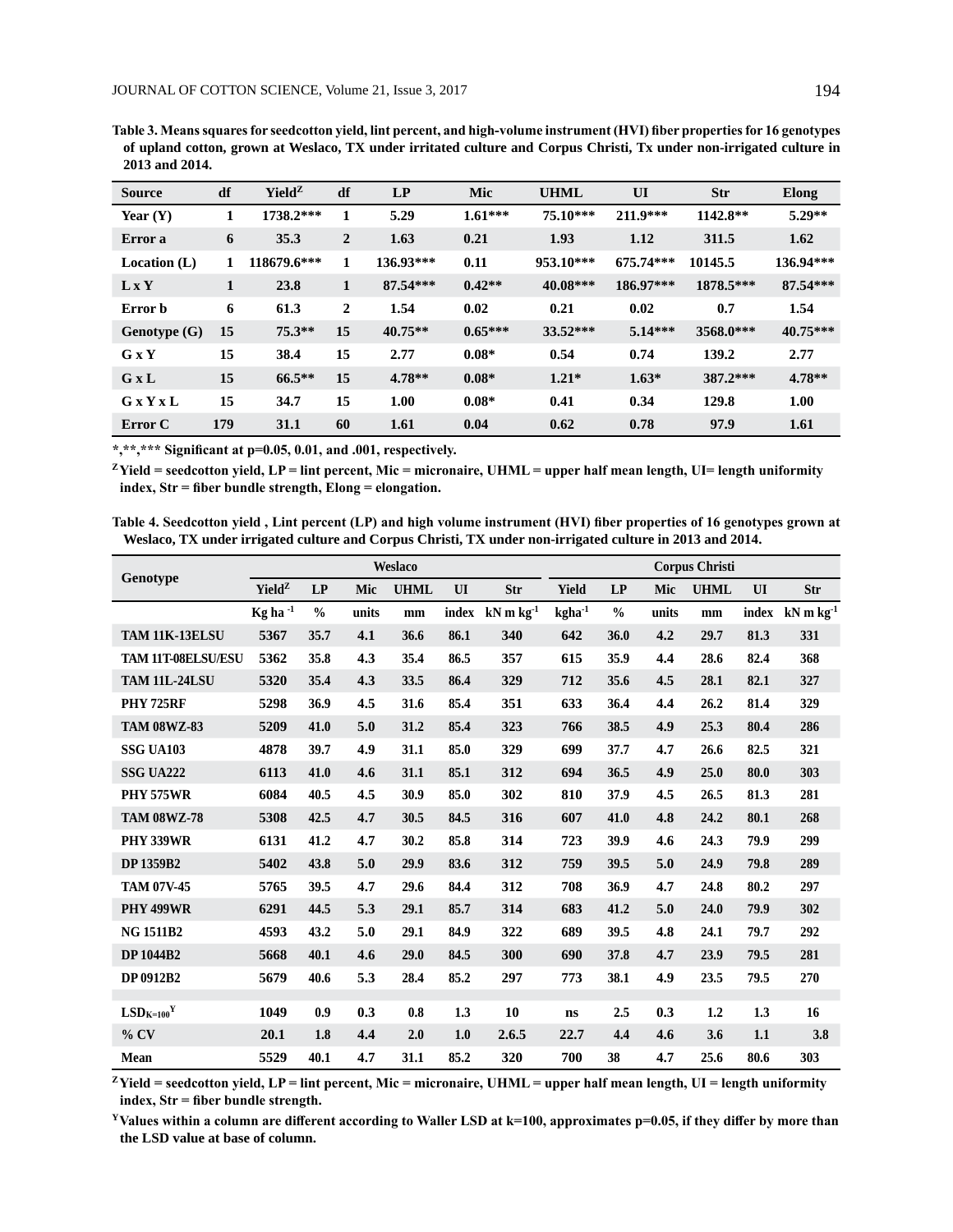**Table 3. Means squares for seedcotton yield, lint percent, and high-volume instrument (HVI) fiber properties for 16 genotypes of upland cotton, grown at Weslaco, TX under irritated culture and Corpus Christi, Tx under non-irrigated culture in 2013 and 2014.**

| Source | df | Yield[Z] | df | LP | Mic | UHML | UI | Str | Elong |
|---|---|---|---|---|---|---|---|---|---|
| Year (Y) | 1 | 1738.2*** | 1 | 5.29 | 1.61*** | 75.10*** | 211.9*** | 1142.8** | 5.29** |
| Error a | 6 | 35.3 | 2 | 1.63 | 0.21 | 1.93 | 1.12 | 311.5 | 1.62 |
| Location (L) | 1 | 118679.6*** | 1 | 136.93*** | 0.11 | 953.10*** | 675.74*** | 10145.5 | 136.94*** |
| L x Y | 1 | 23.8 | 1 | 87.54*** | 0.42** | 40.08*** | 186.97*** | 1878.5*** | 87.54*** |
| Error b | 6 | 61.3 | 2 | 1.54 | 0.02 | 0.21 | 0.02 | 0.7 | 1.54 |
| Genotype (G) | 15 | 75.3** | 15 | 40.75** | 0.65*** | 33.52*** | 5.14*** | 3568.0*** | 40.75*** |
| G x Y | 15 | 38.4 | 15 | 2.77 | 0.08* | 0.54 | 0.74 | 139.2 | 2.77 |
| G x L | 15 | 66.5** | 15 | 4.78** | 0.08* | 1.21* | 1.63* | 387.2*** | 4.78** |
| G x Y x L | 15 | 34.7 | 15 | 1.00 | 0.08* | 0.41 | 0.34 | 129.8 | 1.00 |
| Error C | 179 | 31.1 | 60 | 1.61 | 0.04 | 0.62 | 0.78 | 97.9 | 1.61 |

*,**,*** Significant at p=0.05, 0.01, and .001, respectively.

[Z] Yield = seedcotton yield, LP = lint percent, Mic = micronaire, UHML = upper half mean length, UI= length uniformity index, Str = fiber bundle strength, Elong = elongation.

**Table 4. Seedcotton yield , Lint percent (LP) and high volume instrument (HVI) fiber properties of 16 genotypes grown at Weslaco, TX under irrigated culture and Corpus Christi, TX under non-irrigated culture in 2013 and 2014.**

| Genotype | Weslaco | | | | | | Corpus Christi | | | | | |
|---|---|---|---|---|---|---|---|---|---|---|---|---|
| | Yield[Z] | LP | Mic | UHML | UI | Str | Yield | LP | Mic | UHML | UI | Str |
| | Kg ha$^{-1}$ | % | units | mm | index | kN m kg$^{-1}$ | kgha$^{-1}$ | % | units | mm | index | kN m kg$^{-1}$ |
| TAM 11K-13ELSU | 5367 | 35.7 | 4.1 | 36.6 | 86.1 | 340 | 642 | 36.0 | 4.2 | 29.7 | 81.3 | 331 |
| TAM 11T-08ELSU/ESU | 5362 | 35.8 | 4.3 | 35.4 | 86.5 | 357 | 615 | 35.9 | 4.4 | 28.6 | 82.4 | 368 |
| TAM 11L-24LSU | 5320 | 35.4 | 4.3 | 33.5 | 86.4 | 329 | 712 | 35.6 | 4.5 | 28.1 | 82.1 | 327 |
| PHY 725RF | 5298 | 36.9 | 4.5 | 31.6 | 85.4 | 351 | 633 | 36.4 | 4.4 | 26.2 | 81.4 | 329 |
| TAM 08WZ-83 | 5209 | 41.0 | 5.0 | 31.2 | 85.4 | 323 | 766 | 38.5 | 4.9 | 25.3 | 80.4 | 286 |
| SSG UA103 | 4878 | 39.7 | 4.9 | 31.1 | 85.0 | 329 | 699 | 37.7 | 4.7 | 26.6 | 82.5 | 321 |
| SSG UA222 | 6113 | 41.0 | 4.6 | 31.1 | 85.1 | 312 | 694 | 36.5 | 4.9 | 25.0 | 80.0 | 303 |
| PHY 575WR | 6084 | 40.5 | 4.5 | 30.9 | 85.0 | 302 | 810 | 37.9 | 4.5 | 26.5 | 81.3 | 281 |
| TAM 08WZ-78 | 5308 | 42.5 | 4.7 | 30.5 | 84.5 | 316 | 607 | 41.0 | 4.8 | 24.2 | 80.1 | 268 |
| PHY 339WR | 6131 | 41.2 | 4.7 | 30.2 | 85.8 | 314 | 723 | 39.9 | 4.6 | 24.3 | 79.9 | 299 |
| DP 1359B2 | 5402 | 43.8 | 5.0 | 29.9 | 83.6 | 312 | 759 | 39.5 | 5.0 | 24.9 | 79.8 | 289 |
| TAM 07V-45 | 5765 | 39.5 | 4.7 | 29.6 | 84.4 | 312 | 708 | 36.9 | 4.7 | 24.8 | 80.2 | 297 |
| PHY 499WR | 6291 | 44.5 | 5.3 | 29.1 | 85.7 | 314 | 683 | 41.2 | 5.0 | 24.0 | 79.9 | 302 |
| NG 1511B2 | 4593 | 43.2 | 5.0 | 29.1 | 84.9 | 322 | 689 | 39.5 | 4.8 | 24.1 | 79.7 | 292 |
| DP 1044B2 | 5668 | 40.1 | 4.6 | 29.0 | 84.5 | 300 | 690 | 37.8 | 4.7 | 23.9 | 79.5 | 281 |
| DP 0912B2 | 5679 | 40.6 | 5.3 | 28.4 | 85.2 | 297 | 773 | 38.1 | 4.9 | 23.5 | 79.5 | 270 |
| $LSD_{K=100}$[Y] | 1049 | 0.9 | 0.3 | 0.8 | 1.3 | 10 | ns | 2.5 | 0.3 | 1.2 | 1.3 | 16 |
| % CV | 20.1 | 1.8 | 4.4 | 2.0 | 1.0 | 2.6.5 | 22.7 | 4.4 | 4.6 | 3.6 | 1.1 | 3.8 |
| Mean | 5529 | 40.1 | 4.7 | 31.1 | 85.2 | 320 | 700 | 38 | 4.7 | 25.6 | 80.6 | 303 |

[Z] Yield = seedcotton yield, LP = lint percent, Mic = micronaire, UHML = upper half mean length, UI = length uniformity index, Str = fiber bundle strength.

[Y] Values within a column are different according to Waller LSD at k=100, approximates p=0.05, if they differ by more than the LSD value at base of column.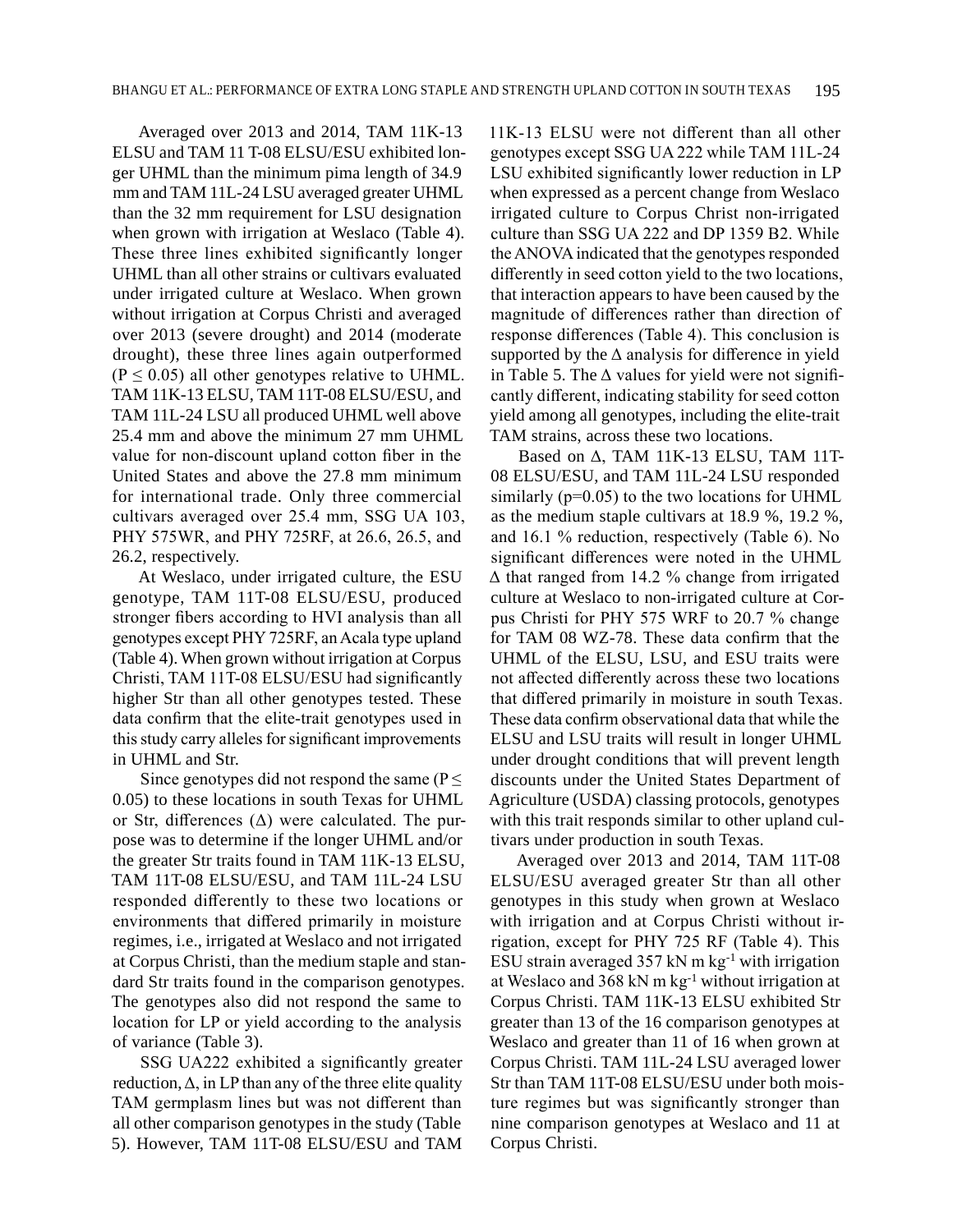Averaged over 2013 and 2014, TAM 11K-13 ELSU and TAM 11 T-08 ELSU/ESU exhibited longer UHML than the minimum pima length of 34.9 mm and TAM 11L-24 LSU averaged greater UHML than the 32 mm requirement for LSU designation when grown with irrigation at Weslaco (Table 4). These three lines exhibited significantly longer UHML than all other strains or cultivars evaluated under irrigated culture at Weslaco. When grown without irrigation at Corpus Christi and averaged over 2013 (severe drought) and 2014 (moderate drought), these three lines again outperformed ($P \leq 0.05$) all other genotypes relative to UHML. TAM 11K-13 ELSU, TAM 11T-08 ELSU/ESU, and TAM 11L-24 LSU all produced UHML well above 25.4 mm and above the minimum 27 mm UHML value for non-discount upland cotton fiber in the United States and above the 27.8 mm minimum for international trade. Only three commercial cultivars averaged over 25.4 mm, SSG UA 103, PHY 575WR, and PHY 725RF, at 26.6, 26.5, and 26.2, respectively.

At Weslaco, under irrigated culture, the ESU genotype, TAM 11T-08 ELSU/ESU, produced stronger fibers according to HVI analysis than all genotypes except PHY 725RF, an Acala type upland (Table 4). When grown without irrigation at Corpus Christi, TAM 11T-08 ELSU/ESU had significantly higher Str than all other genotypes tested. These data confirm that the elite-trait genotypes used in this study carry alleles for significant improvements in UHML and Str.

Since genotypes did not respond the same ($P \leq 0.05$) to these locations in south Texas for UHML or Str, differences ($\Delta$) were calculated. The purpose was to determine if the longer UHML and/or the greater Str traits found in TAM 11K-13 ELSU, TAM 11T-08 ELSU/ESU, and TAM 11L-24 LSU responded differently to these two locations or environments that differed primarily in moisture regimes, i.e., irrigated at Weslaco and not irrigated at Corpus Christi, than the medium staple and standard Str traits found in the comparison genotypes. The genotypes also did not respond the same to location for LP or yield according to the analysis of variance (Table 3).

SSG UA222 exhibited a significantly greater reduction, $\Delta$, in LP than any of the three elite quality TAM germplasm lines but was not different than all other comparison genotypes in the study (Table 5). However, TAM 11T-08 ELSU/ESU and TAM 11K-13 ELSU were not different than all other genotypes except SSG UA 222 while TAM 11L-24 LSU exhibited significantly lower reduction in LP when expressed as a percent change from Weslaco irrigated culture to Corpus Christ non-irrigated culture than SSG UA 222 and DP 1359 B2. While the ANOVA indicated that the genotypes responded differently in seed cotton yield to the two locations, that interaction appears to have been caused by the magnitude of differences rather than direction of response differences (Table 4). This conclusion is supported by the $\Delta$ analysis for difference in yield in Table 5. The $\Delta$ values for yield were not significantly different, indicating stability for seed cotton yield among all genotypes, including the elite-trait TAM strains, across these two locations.

Based on $\Delta$, TAM 11K-13 ELSU, TAM 11T-08 ELSU/ESU, and TAM 11L-24 LSU responded similarly ($p=0.05$) to the two locations for UHML as the medium staple cultivars at 18.9 %, 19.2 %, and 16.1 % reduction, respectively (Table 6). No significant differences were noted in the UHML $\Delta$ that ranged from 14.2 % change from irrigated culture at Weslaco to non-irrigated culture at Corpus Christi for PHY 575 WRF to 20.7 % change for TAM 08 WZ-78. These data confirm that the UHML of the ELSU, LSU, and ESU traits were not affected differently across these two locations that differed primarily in moisture in south Texas. These data confirm observational data that while the ELSU and LSU traits will result in longer UHML under drought conditions that will prevent length discounts under the United States Department of Agriculture (USDA) classing protocols, genotypes with this trait responds similar to other upland cultivars under production in south Texas.

Averaged over 2013 and 2014, TAM 11T-08 ELSU/ESU averaged greater Str than all other genotypes in this study when grown at Weslaco with irrigation and at Corpus Christi without irrigation, except for PHY 725 RF (Table 4). This ESU strain averaged 357 kN m kg$^{-1}$ with irrigation at Weslaco and 368 kN m kg$^{-1}$ without irrigation at Corpus Christi. TAM 11K-13 ELSU exhibited Str greater than 13 of the 16 comparison genotypes at Weslaco and greater than 11 of 16 when grown at Corpus Christi. TAM 11L-24 LSU averaged lower Str than TAM 11T-08 ELSU/ESU under both moisture regimes but was significantly stronger than nine comparison genotypes at Weslaco and 11 at Corpus Christi.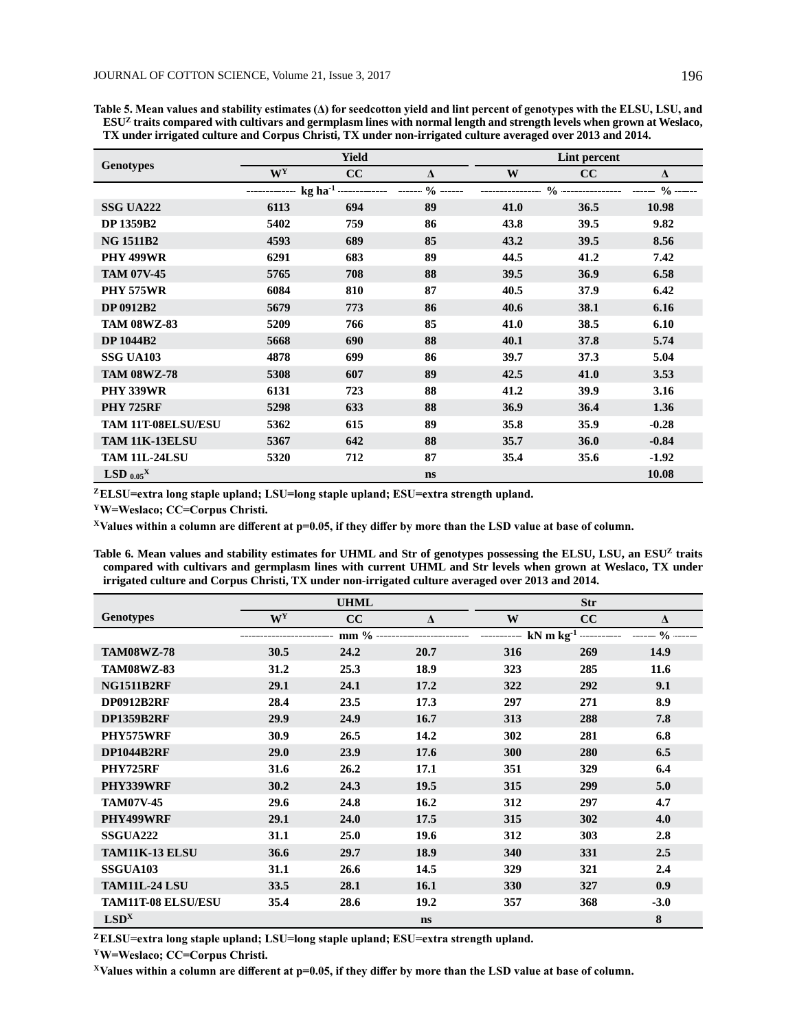**Table 5. Mean values and stability estimates (Δ) for seedcotton yield and lint percent of genotypes with the ELSU, LSU, and ESU[Z] traits compared with cultivars and germplasm lines with normal length and strength levels when grown at Weslaco, TX under irrigated culture and Corpus Christi, TX under non-irrigated culture averaged over 2013 and 2014.**

| Genotypes | Yield | | | Lint percent | | |
|---|---|---|---|---|---|---|
| | W[Y] | CC | Δ | W | CC | Δ |
| | kg ha$^{-1}$ | | % | % | | % |
| SSG UA222 | 6113 | 694 | 89 | 41.0 | 36.5 | 10.98 |
| DP 1359B2 | 5402 | 759 | 86 | 43.8 | 39.5 | 9.82 |
| NG 1511B2 | 4593 | 689 | 85 | 43.2 | 39.5 | 8.56 |
| PHY 499WR | 6291 | 683 | 89 | 44.5 | 41.2 | 7.42 |
| TAM 07V-45 | 5765 | 708 | 88 | 39.5 | 36.9 | 6.58 |
| PHY 575WR | 6084 | 810 | 87 | 40.5 | 37.9 | 6.42 |
| DP 0912B2 | 5679 | 773 | 86 | 40.6 | 38.1 | 6.16 |
| TAM 08WZ-83 | 5209 | 766 | 85 | 41.0 | 38.5 | 6.10 |
| DP 1044B2 | 5668 | 690 | 88 | 40.1 | 37.8 | 5.74 |
| SSG UA103 | 4878 | 699 | 86 | 39.7 | 37.3 | 5.04 |
| TAM 08WZ-78 | 5308 | 607 | 89 | 42.5 | 41.0 | 3.53 |
| PHY 339WR | 6131 | 723 | 88 | 41.2 | 39.9 | 3.16 |
| PHY 725RF | 5298 | 633 | 88 | 36.9 | 36.4 | 1.36 |
| TAM 11T-08ELSU/ESU | 5362 | 615 | 89 | 35.8 | 35.9 | -0.28 |
| TAM 11K-13ELSU | 5367 | 642 | 88 | 35.7 | 36.0 | -0.84 |
| TAM 11L-24LSU | 5320 | 712 | 87 | 35.4 | 35.6 | -1.92 |
| LSD $_{0.05}$[X] | | | ns | | | 10.08 |

[Z]ELSU=extra long staple upland; LSU=long staple upland; ESU=extra strength upland.

[Y]W=Weslaco; CC=Corpus Christi.

[X]Values within a column are different at p=0.05, if they differ by more than the LSD value at base of column.

**Table 6. Mean values and stability estimates for UHML and Str of genotypes possessing the ELSU, LSU, an ESU[Z] traits compared with cultivars and germplasm lines with current UHML and Str levels when grown at Weslaco, TX under irrigated culture and Corpus Christi, TX under non-irrigated culture averaged over 2013 and 2014.**

| Genotypes | UHML | | | Str | | |
|---|---|---|---|---|---|---|
| | W[Y] | CC | Δ | W | CC | Δ |
| | mm % | | | kN m kg$^{-1}$ | | % |
| TAM08WZ-78 | 30.5 | 24.2 | 20.7 | 316 | 269 | 14.9 |
| TAM08WZ-83 | 31.2 | 25.3 | 18.9 | 323 | 285 | 11.6 |
| NG1511B2RF | 29.1 | 24.1 | 17.2 | 322 | 292 | 9.1 |
| DP0912B2RF | 28.4 | 23.5 | 17.3 | 297 | 271 | 8.9 |
| DP1359B2RF | 29.9 | 24.9 | 16.7 | 313 | 288 | 7.8 |
| PHY575WRF | 30.9 | 26.5 | 14.2 | 302 | 281 | 6.8 |
| DP1044B2RF | 29.0 | 23.9 | 17.6 | 300 | 280 | 6.5 |
| PHY725RF | 31.6 | 26.2 | 17.1 | 351 | 329 | 6.4 |
| PHY339WRF | 30.2 | 24.3 | 19.5 | 315 | 299 | 5.0 |
| TAM07V-45 | 29.6 | 24.8 | 16.2 | 312 | 297 | 4.7 |
| PHY499WRF | 29.1 | 24.0 | 17.5 | 315 | 302 | 4.0 |
| SSGUA222 | 31.1 | 25.0 | 19.6 | 312 | 303 | 2.8 |
| TAM11K-13 ELSU | 36.6 | 29.7 | 18.9 | 340 | 331 | 2.5 |
| SSGUA103 | 31.1 | 26.6 | 14.5 | 329 | 321 | 2.4 |
| TAM11L-24 LSU | 33.5 | 28.1 | 16.1 | 330 | 327 | 0.9 |
| TAM11T-08 ELSU/ESU | 35.4 | 28.6 | 19.2 | 357 | 368 | -3.0 |
| LSD[X] | | | ns | | | 8 |

[Z]ELSU=extra long staple upland; LSU=long staple upland; ESU=extra strength upland.

[Y]W=Weslaco; CC=Corpus Christi.

[X]Values within a column are different at p=0.05, if they differ by more than the LSD value at base of column.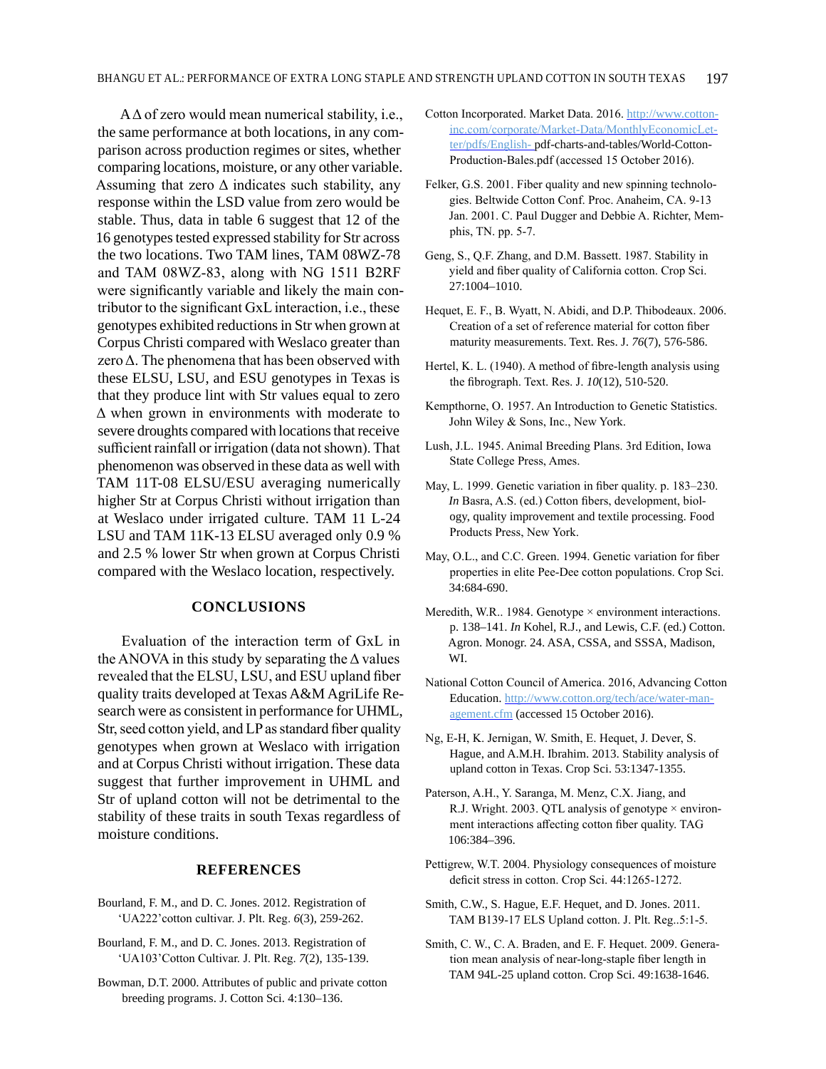A Δ of zero would mean numerical stability, i.e., the same performance at both locations, in any comparison across production regimes or sites, whether comparing locations, moisture, or any other variable. Assuming that zero Δ indicates such stability, any response within the LSD value from zero would be stable. Thus, data in table 6 suggest that 12 of the 16 genotypes tested expressed stability for Str across the two locations. Two TAM lines, TAM 08WZ-78 and TAM 08WZ-83, along with NG 1511 B2RF were significantly variable and likely the main contributor to the significant GxL interaction, i.e., these genotypes exhibited reductions in Str when grown at Corpus Christi compared with Weslaco greater than zero Δ. The phenomena that has been observed with these ELSU, LSU, and ESU genotypes in Texas is that they produce lint with Str values equal to zero Δ when grown in environments with moderate to severe droughts compared with locations that receive sufficient rainfall or irrigation (data not shown). That phenomenon was observed in these data as well with TAM 11T-08 ELSU/ESU averaging numerically higher Str at Corpus Christi without irrigation than at Weslaco under irrigated culture. TAM 11 L-24 LSU and TAM 11K-13 ELSU averaged only 0.9 % and 2.5 % lower Str when grown at Corpus Christi compared with the Weslaco location, respectively.

## CONCLUSIONS

Evaluation of the interaction term of GxL in the ANOVA in this study by separating the Δ values revealed that the ELSU, LSU, and ESU upland fiber quality traits developed at Texas A&M AgriLife Research were as consistent in performance for UHML, Str, seed cotton yield, and LP as standard fiber quality genotypes when grown at Weslaco with irrigation and at Corpus Christi without irrigation. These data suggest that further improvement in UHML and Str of upland cotton will not be detrimental to the stability of these traits in south Texas regardless of moisture conditions.

## REFERENCES

Bourland, F. M., and D. C. Jones. 2012. Registration of 'UA222'cotton cultivar. J. Plt. Reg. *6*(3), 259-262.

Bourland, F. M., and D. C. Jones. 2013. Registration of 'UA103'Cotton Cultivar. J. Plt. Reg. *7*(2), 135-139.

Bowman, D.T. 2000. Attributes of public and private cotton breeding programs. J. Cotton Sci. 4:130–136.

Cotton Incorporated. Market Data. 2016. http://www.cottoninc.com/corporate/Market-Data/MonthlyEconomicLetter/pdfs/English-pdf-charts-and-tables/World-Cotton-Production-Bales.pdf (accessed 15 October 2016).

Felker, G.S. 2001. Fiber quality and new spinning technologies. Beltwide Cotton Conf. Proc. Anaheim, CA. 9-13 Jan. 2001. C. Paul Dugger and Debbie A. Richter, Memphis, TN. pp. 5-7.

Geng, S., Q.F. Zhang, and D.M. Bassett. 1987. Stability in yield and fiber quality of California cotton. Crop Sci. 27:1004–1010.

Hequet, E. F., B. Wyatt, N. Abidi, and D.P. Thibodeaux. 2006. Creation of a set of reference material for cotton fiber maturity measurements. Text. Res. J. *76*(7), 576-586.

Hertel, K. L. (1940). A method of fibre-length analysis using the fibrograph. Text. Res. J. *10*(12), 510-520.

Kempthorne, O. 1957. An Introduction to Genetic Statistics. John Wiley & Sons, Inc., New York.

Lush, J.L. 1945. Animal Breeding Plans. 3rd Edition, Iowa State College Press, Ames.

May, L. 1999. Genetic variation in fiber quality. p. 183–230. *In* Basra, A.S. (ed.) Cotton fibers, development, biology, quality improvement and textile processing. Food Products Press, New York.

May, O.L., and C.C. Green. 1994. Genetic variation for fiber properties in elite Pee-Dee cotton populations. Crop Sci. 34:684-690.

Meredith, W.R.. 1984. Genotype × environment interactions. p. 138–141. *In* Kohel, R.J., and Lewis, C.F. (ed.) Cotton. Agron. Monogr. 24. ASA, CSSA, and SSSA, Madison, WI.

National Cotton Council of America. 2016, Advancing Cotton Education. http://www.cotton.org/tech/ace/water-management.cfm (accessed 15 October 2016).

Ng, E-H, K. Jernigan, W. Smith, E. Hequet, J. Dever, S. Hague, and A.M.H. Ibrahim. 2013. Stability analysis of upland cotton in Texas. Crop Sci. 53:1347-1355.

Paterson, A.H., Y. Saranga, M. Menz, C.X. Jiang, and R.J. Wright. 2003. QTL analysis of genotype × environment interactions affecting cotton fiber quality. TAG 106:384–396.

Pettigrew, W.T. 2004. Physiology consequences of moisture deficit stress in cotton. Crop Sci. 44:1265-1272.

Smith, C.W., S. Hague, E.F. Hequet, and D. Jones. 2011. TAM B139-17 ELS Upland cotton. J. Plt. Reg..5:1-5.

Smith, C. W., C. A. Braden, and E. F. Hequet. 2009. Generation mean analysis of near-long-staple fiber length in TAM 94L-25 upland cotton. Crop Sci. 49:1638-1646.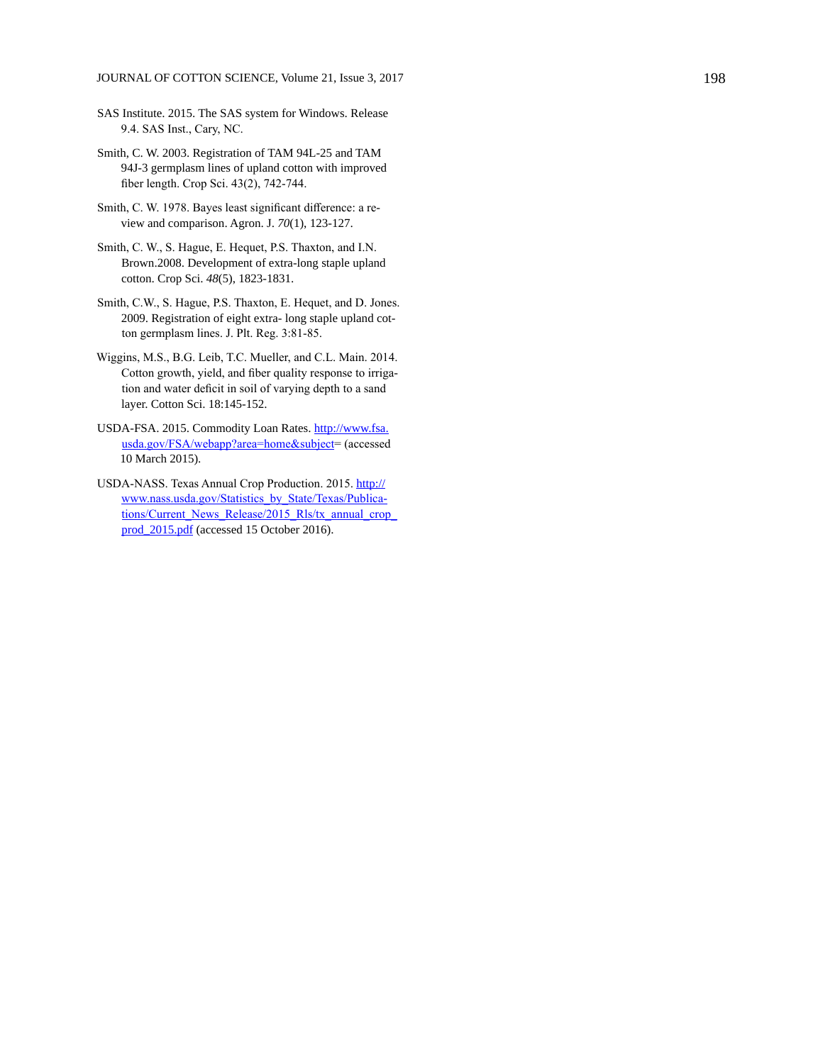SAS Institute. 2015. The SAS system for Windows. Release 9.4. SAS Inst., Cary, NC.

Smith, C. W. 2003. Registration of TAM 94L-25 and TAM 94J-3 germplasm lines of upland cotton with improved fiber length. Crop Sci. 43(2), 742-744.

Smith, C. W. 1978. Bayes least significant difference: a review and comparison. Agron. J. *70*(1), 123-127.

Smith, C. W., S. Hague, E. Hequet, P.S. Thaxton, and I.N. Brown.2008. Development of extra-long staple upland cotton. Crop Sci. *48*(5), 1823-1831.

Smith, C.W., S. Hague, P.S. Thaxton, E. Hequet, and D. Jones. 2009. Registration of eight extra- long staple upland cotton germplasm lines. J. Plt. Reg. 3:81-85.

Wiggins, M.S., B.G. Leib, T.C. Mueller, and C.L. Main. 2014. Cotton growth, yield, and fiber quality response to irrigation and water deficit in soil of varying depth to a sand layer. Cotton Sci. 18:145-152.

USDA-FSA. 2015. Commodity Loan Rates. http://www.fsa.usda.gov/FSA/webapp?area=home&subject= (accessed 10 March 2015).

USDA-NASS. Texas Annual Crop Production. 2015. http://www.nass.usda.gov/Statistics_by_State/Texas/Publications/Current_News_Release/2015_Rls/tx_annual_crop_prod_2015.pdf (accessed 15 October 2016).